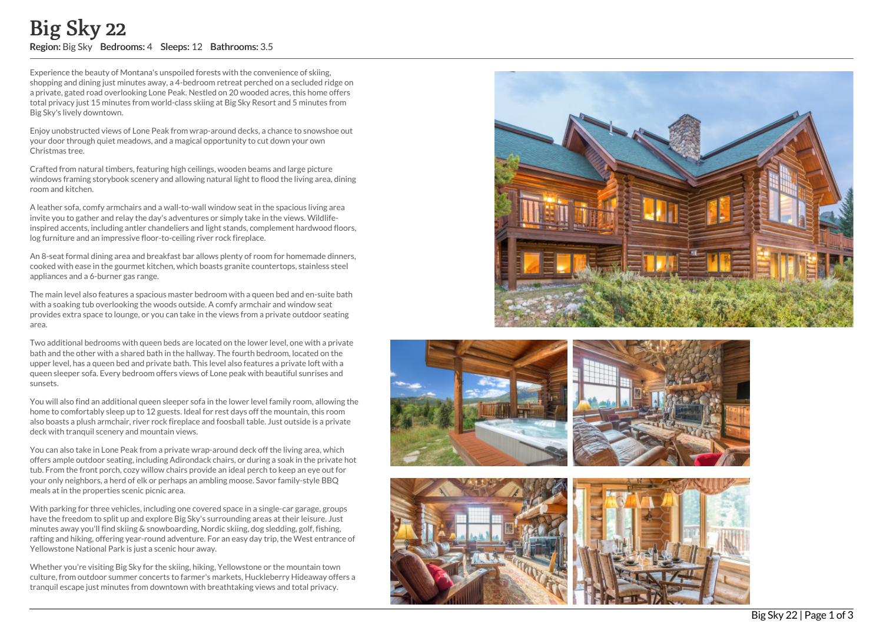# Big Sky 22

**Region:** Big Sky **Bedrooms:** 4 **Sleeps:** 12 **Bathrooms:** 3.5

Experience the beauty of Montana's unspoiled forests with the convenience of skiing, shopping and dining just minutes away, a 4-bedroom retreat perched on a secluded ridge on a private, gated road overlooking Lone Peak. Nestled on 20 wooded acres, this home offers total privacy just 15 minutes from world-class skiing at Big Sky Resort and 5 minutes from Big Sky's lively downtown.

Enjoy unobstructed views of Lone Peak from wrap-around decks, a chance to snowshoe out your door through quiet meadows, and a magical opportunity to cut down your own Christmas tree.

Crafted from natural timbers, featuring high ceilings, wooden beams and large picture windows framing storybook scenery and allowing natural light to flood the living area, dining room and kitchen.

A leather sofa, comfy armchairs and a wall-to-wall window seat in the spacious living area invite you to gather and relay the day's adventures or simply take in the views. Wildlife-inspired accents, including antler chandeliers and light stands, complement hardwood floors, log furniture and an impressive floor-to-ceiling river rock fireplace.

An 8-seat formal dining area and breakfast bar allows plenty of room for homemade dinners, cooked with ease in the gourmet kitchen, which boasts granite countertops, stainless steel appliances and a 6-burner gas range.

The main level also features a spacious master bedroom with a queen bed and en-suite bath with a soaking tub overlooking the woods outside. A comfy armchair and window seat provides extra space to lounge, or you can take in the views from a private outdoor seating area.

Two additional bedrooms with queen beds are located on the lower level, one with a private bath and the other with a shared bath in the hallway. The fourth bedroom, located on the upper level, has a queen bed and private bath. This level also features a private loft with a queen sleeper sofa. Every bedroom offers views of Lone peak with beautiful sunrises and sunsets.

You will also find an additional queen sleeper sofa in the lower level family room, allowing the home to comfortably sleep up to 12 guests. Ideal for rest days off the mountain, this room also boasts a plush armchair, river rock fireplace and foosball table. Just outside is a private deck with tranquil scenery and mountain views.

You can also take in Lone Peak from a private wrap-around deck off the living area, which offers ample outdoor seating, including Adirondack chairs, or during a soak in the private hot tub. From the front porch, cozy willow chairs provide an ideal perch to keep an eye out for your only neighbors, a herd of elk or perhaps an ambling moose. Savor family-style BBQ meals at in the properties scenic picnic area.

With parking for three vehicles, including one covered space in a single-car garage, groups have the freedom to split up and explore Big Sky's surrounding areas at their leisure. Just minutes away you'll find skiing & snowboarding, Nordic skiing, dog sledding, golf, fishing, rafting and hiking, offering year-round adventure. For an easy day trip, the West entrance of Yellowstone National Park is just a scenic hour away.

Whether you're visiting Big Sky for the skiing, hiking, Yellowstone or the mountain town culture, from outdoor summer concerts to farmer's markets, Huckleberry Hideaway offers a tranquil escape just minutes from downtown with breathtaking views and total privacy.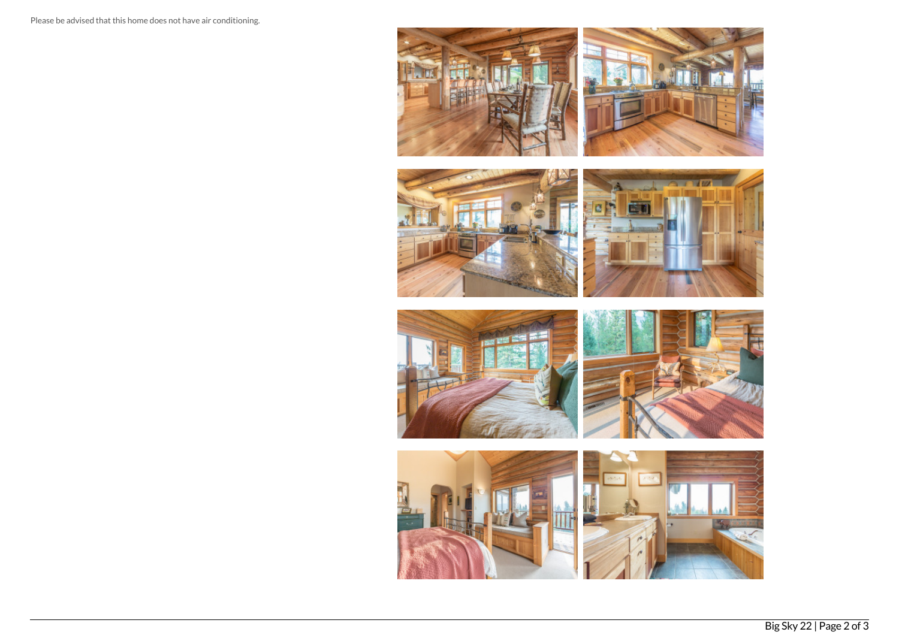Please be advised that this home does not have air conditioning.